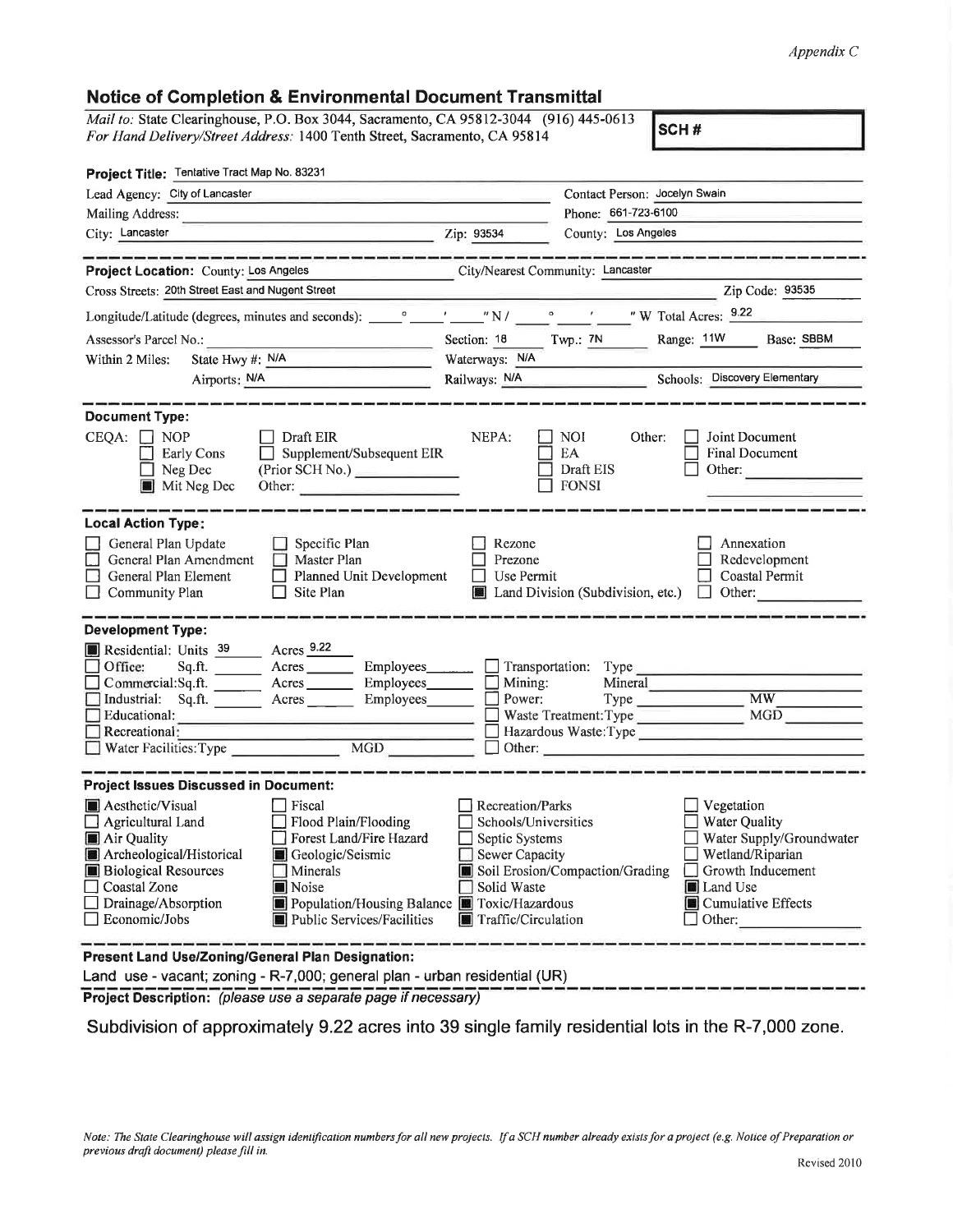*Appendix C*

## Notice of Completion & Environmental Document Transmittal

*Mail to:* State Clearinghouse, P.O. Box 3044, Sacramento, CA 95812-3044 (916) 445-0613
*For Hand Delivery/Street Address:* 1400 Tenth Street, Sacramento, CA 95814

**SCH #**

**Project Title:** Tentative Tract Map No. 83231

Lead Agency: City of Lancaster
Contact Person: Jocelyn Swain
Mailing Address:
Phone: 661-723-6100
City: Lancaster
Zip: 93534
County: Los Angeles

---

**Project Location:** County: Los Angeles
City/Nearest Community: Lancaster
Cross Streets: 20th Street East and Nugent Street
Zip Code: 93535
Longitude/Latitude (degrees, minutes and seconds): \_\_\_° \_\_\_' \_\_\_" N / \_\_\_° \_\_\_' \_\_\_" W Total Acres: 9.22
Assessor's Parcel No.:
Section: 18 Twp.: 7N Range: 11W Base: SBBM
Within 2 Miles: State Hwy #: N/A
Waterways: N/A
Airports: N/A
Railways: N/A
Schools: Discovery Elementary

---

**Document Type:**

CEQA:
- ☐ NOP
- ☐ Early Cons
- ☐ Neg Dec
- ☒ Mit Neg Dec
- ☐ Draft EIR
- ☐ Supplement/Subsequent EIR (Prior SCH No.)
- Other:

NEPA:
- ☐ NOI
- ☐ EA
- ☐ Draft EIS
- ☐ FONSI

Other:
- ☐ Joint Document
- ☐ Final Document
- ☐ Other:

---

**Local Action Type:**

- ☐ General Plan Update
- ☐ General Plan Amendment
- ☐ General Plan Element
- ☐ Community Plan
- ☐ Specific Plan
- ☐ Master Plan
- ☐ Planned Unit Development
- ☐ Site Plan
- ☐ Rezone
- ☐ Prezone
- ☐ Use Permit
- ☒ Land Division (Subdivision, etc.)
- ☐ Annexation
- ☐ Redevelopment
- ☐ Coastal Permit
- ☐ Other:

---

**Development Type:**

- ☒ Residential: Units 39 Acres 9.22
- ☐ Office: Sq.ft. \_\_\_ Acres \_\_\_ Employees \_\_\_
- ☐ Commercial: Sq.ft. \_\_\_ Acres \_\_\_ Employees \_\_\_
- ☐ Industrial: Sq.ft. \_\_\_ Acres \_\_\_ Employees \_\_\_
- ☐ Educational:
- ☐ Recreational:
- ☐ Water Facilities: Type \_\_\_ MGD \_\_\_
- ☐ Transportation: Type
- ☐ Mining: Mineral
- ☐ Power: Type \_\_\_ MW
- ☐ Waste Treatment: Type \_\_\_ MGD
- ☐ Hazardous Waste: Type
- ☐ Other:

---

**Project Issues Discussed in Document:**

- ☒ Aesthetic/Visual
- ☐ Agricultural Land
- ☒ Air Quality
- ☒ Archeological/Historical
- ☒ Biological Resources
- ☐ Coastal Zone
- ☐ Drainage/Absorption
- ☐ Economic/Jobs
- ☐ Fiscal
- ☐ Flood Plain/Flooding
- ☐ Forest Land/Fire Hazard
- ☒ Geologic/Seismic
- ☐ Minerals
- ☒ Noise
- ☒ Population/Housing Balance
- ☒ Public Services/Facilities
- ☐ Recreation/Parks
- ☐ Schools/Universities
- ☐ Septic Systems
- ☐ Sewer Capacity
- ☒ Soil Erosion/Compaction/Grading
- ☐ Solid Waste
- ☒ Toxic/Hazardous
- ☒ Traffic/Circulation
- ☐ Vegetation
- ☐ Water Quality
- ☐ Water Supply/Groundwater
- ☐ Wetland/Riparian
- ☐ Growth Inducement
- ☒ Land Use
- ☒ Cumulative Effects
- ☐ Other:

---

**Present Land Use/Zoning/General Plan Designation:**

Land use - vacant; zoning - R-7,000; general plan - urban residential (UR)

**Project Description:** *(please use a separate page if necessary)*

Subdivision of approximately 9.22 acres into 39 single family residential lots in the R-7,000 zone.

*Note: The State Clearinghouse will assign identification numbers for all new projects. If a SCH number already exists for a project (e.g. Notice of Preparation or previous draft document) please fill in.*

Revised 2010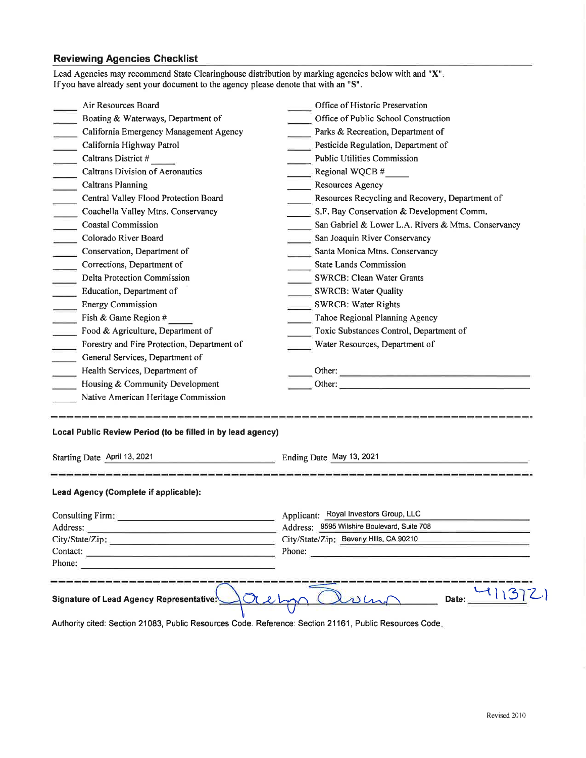## Reviewing Agencies Checklist

Lead Agencies may recommend State Clearinghouse distribution by marking agencies below with and "X".
If you have already sent your document to the agency please denote that with an "S".

\_\_\_\_\_ Air Resources Board
\_\_\_\_\_ Boating & Waterways, Department of
\_\_\_\_\_ California Emergency Management Agency
\_\_\_\_\_ California Highway Patrol
\_\_\_\_\_ Caltrans District # \_\_\_\_\_
\_\_\_\_\_ Caltrans Division of Aeronautics
\_\_\_\_\_ Caltrans Planning
\_\_\_\_\_ Central Valley Flood Protection Board
\_\_\_\_\_ Coachella Valley Mtns. Conservancy
\_\_\_\_\_ Coastal Commission
\_\_\_\_\_ Colorado River Board
\_\_\_\_\_ Conservation, Department of
\_\_\_\_\_ Corrections, Department of
\_\_\_\_\_ Delta Protection Commission
\_\_\_\_\_ Education, Department of
\_\_\_\_\_ Energy Commission
\_\_\_\_\_ Fish & Game Region # \_\_\_\_\_
\_\_\_\_\_ Food & Agriculture, Department of
\_\_\_\_\_ Forestry and Fire Protection, Department of
\_\_\_\_\_ General Services, Department of
\_\_\_\_\_ Health Services, Department of
\_\_\_\_\_ Housing & Community Development
\_\_\_\_\_ Native American Heritage Commission
\_\_\_\_\_ Office of Historic Preservation
\_\_\_\_\_ Office of Public School Construction
\_\_\_\_\_ Parks & Recreation, Department of
\_\_\_\_\_ Pesticide Regulation, Department of
\_\_\_\_\_ Public Utilities Commission
\_\_\_\_\_ Regional WQCB # \_\_\_\_\_
\_\_\_\_\_ Resources Agency
\_\_\_\_\_ Resources Recycling and Recovery, Department of
\_\_\_\_\_ S.F. Bay Conservation & Development Comm.
\_\_\_\_\_ San Gabriel & Lower L.A. Rivers & Mtns. Conservancy
\_\_\_\_\_ San Joaquin River Conservancy
\_\_\_\_\_ Santa Monica Mtns. Conservancy
\_\_\_\_\_ State Lands Commission
\_\_\_\_\_ SWRCB: Clean Water Grants
\_\_\_\_\_ SWRCB: Water Quality
\_\_\_\_\_ SWRCB: Water Rights
\_\_\_\_\_ Tahoe Regional Planning Agency
\_\_\_\_\_ Toxic Substances Control, Department of
\_\_\_\_\_ Water Resources, Department of

\_\_\_\_\_ Other: \_\_\_\_\_\_\_\_\_\_\_\_\_\_\_\_\_\_\_\_
\_\_\_\_\_ Other: \_\_\_\_\_\_\_\_\_\_\_\_\_\_\_\_\_\_\_\_

---

**Local Public Review Period (to be filled in by lead agency)**

Starting Date April 13, 2021 &nbsp;&nbsp;&nbsp;&nbsp; Ending Date May 13, 2021

---

**Lead Agency (Complete if applicable):**

Consulting Firm: \_\_\_\_\_\_\_\_\_\_\_\_\_\_\_\_\_\_\_\_
Address: \_\_\_\_\_\_\_\_\_\_\_\_\_\_\_\_\_\_\_\_
City/State/Zip: \_\_\_\_\_\_\_\_\_\_\_\_\_\_\_\_\_\_\_\_
Contact: \_\_\_\_\_\_\_\_\_\_\_\_\_\_\_\_\_\_\_\_
Phone: \_\_\_\_\_\_\_\_\_\_\_\_\_\_\_\_\_\_\_\_

Applicant: Royal Investors Group, LLC
Address: 9595 Wilshire Boulevard, Suite 708
City/State/Zip: Beverly Hills, CA 90210
Phone: \_\_\_\_\_\_\_\_\_\_\_\_\_\_\_\_\_\_\_\_

---

**Signature of Lead Agency Representative:** [signature] **Date:** 4/13/21

Authority cited: Section 21083, Public Resources Code. Reference: Section 21161, Public Resources Code.

Revised 2010